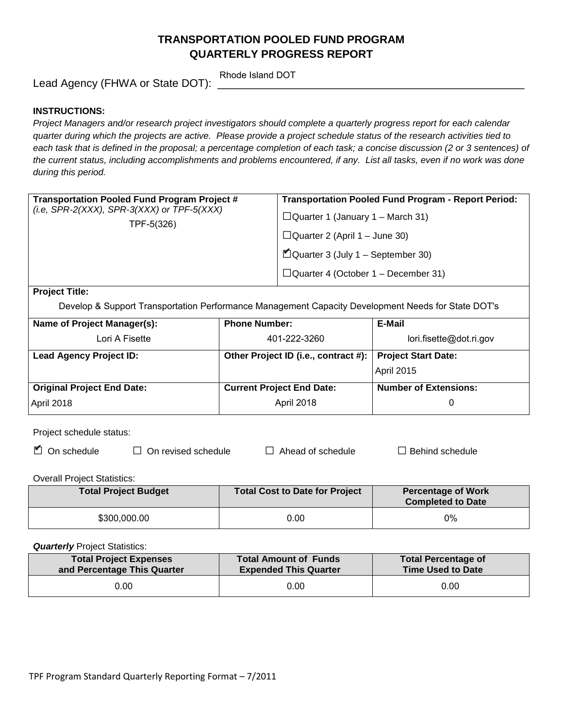# TRANSPORTATION POOLED FUND PROGRAM
# QUARTERLY PROGRESS REPORT

Lead Agency (FHWA or State DOT): Rhode Island DOT

**INSTRUCTIONS:**

*Project Managers and/or research project investigators should complete a quarterly progress report for each calendar quarter during which the projects are active. Please provide a project schedule status of the research activities tied to each task that is defined in the proposal; a percentage completion of each task; a concise discussion (2 or 3 sentences) of the current status, including accomplishments and problems encountered, if any. List all tasks, even if no work was done during this period.*

| **Transportation Pooled Fund Program Project #** *(i.e, SPR-2(XXX), SPR-3(XXX) or TPF-5(XXX)* | **Transportation Pooled Fund Program - Report Period:** |
|---|---|
| TPF-5(326) | ☐ Quarter 1 (January 1 – March 31)<br>☐ Quarter 2 (April 1 – June 30)<br>☑ Quarter 3 (July 1 – September 30)<br>☐ Quarter 4 (October 1 – December 31) |

**Project Title:**

Develop & Support Transportation Performance Management Capacity Development Needs for State DOT's

| **Name of Project Manager(s):** | **Phone Number:** | **E-Mail** |
|---|---|---|
| Lori A Fisette | 401-222-3260 | lori.fisette@dot.ri.gov |
| **Lead Agency Project ID:** | **Other Project ID (i.e., contract #):** | **Project Start Date:** |
| | | April 2015 |
| **Original Project End Date:** | **Current Project End Date:** | **Number of Extensions:** |
| April 2018 | April 2018 | 0 |

Project schedule status:

☑ On schedule ☐ On revised schedule ☐ Ahead of schedule ☐ Behind schedule

Overall Project Statistics:

| Total Project Budget | Total Cost to Date for Project | Percentage of Work Completed to Date |
|---|---|---|
| $300,000.00 | 0.00 | 0% |

***Quarterly*** Project Statistics:

| Total Project Expenses and Percentage This Quarter | Total Amount of Funds Expended This Quarter | Total Percentage of Time Used to Date |
|---|---|---|
| 0.00 | 0.00 | 0.00 |

TPF Program Standard Quarterly Reporting Format – 7/2011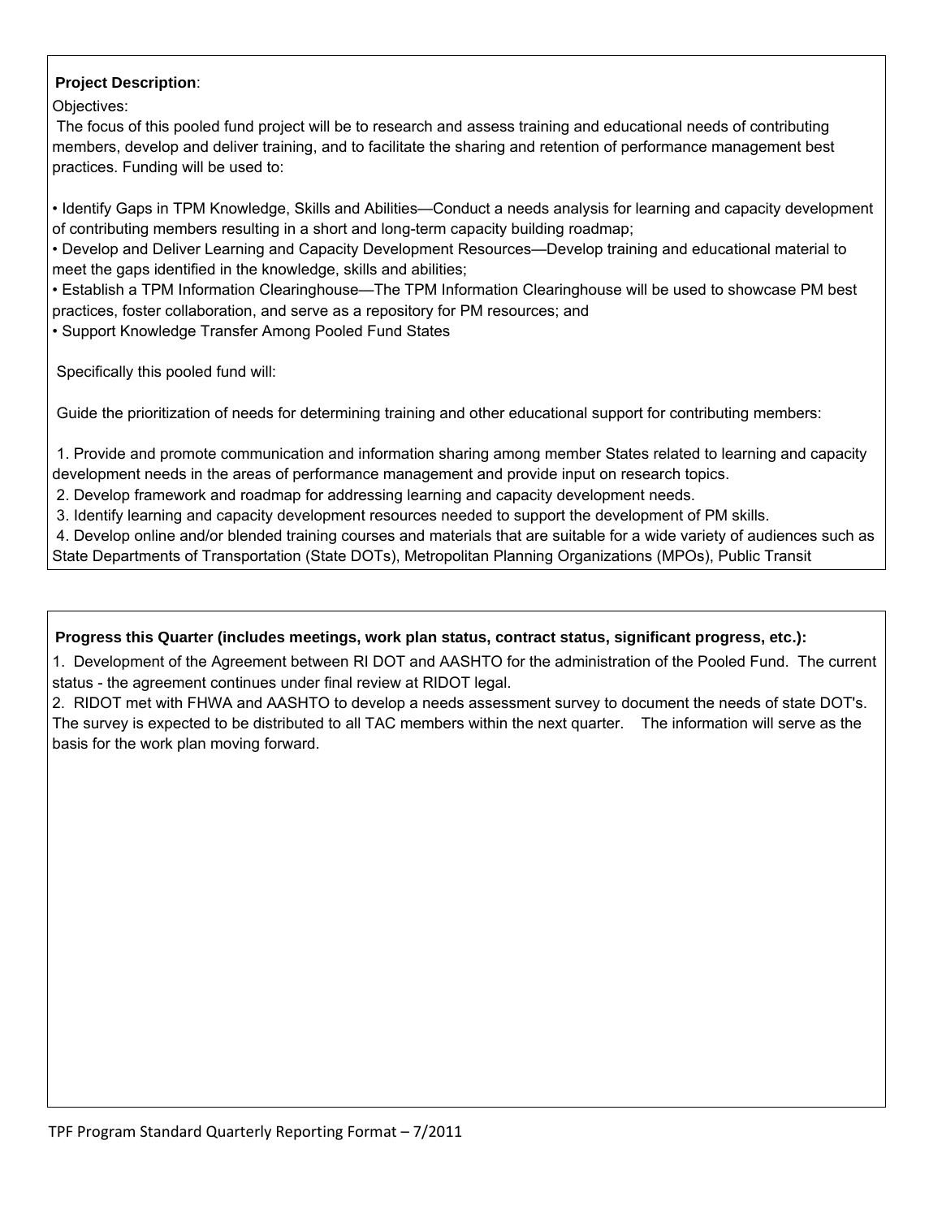**Project Description**:

Objectives:

The focus of this pooled fund project will be to research and assess training and educational needs of contributing members, develop and deliver training, and to facilitate the sharing and retention of performance management best practices. Funding will be used to:

• Identify Gaps in TPM Knowledge, Skills and Abilities—Conduct a needs analysis for learning and capacity development of contributing members resulting in a short and long-term capacity building roadmap;
• Develop and Deliver Learning and Capacity Development Resources—Develop training and educational material to meet the gaps identified in the knowledge, skills and abilities;
• Establish a TPM Information Clearinghouse—The TPM Information Clearinghouse will be used to showcase PM best practices, foster collaboration, and serve as a repository for PM resources; and
• Support Knowledge Transfer Among Pooled Fund States

Specifically this pooled fund will:

Guide the prioritization of needs for determining training and other educational support for contributing members:

1. Provide and promote communication and information sharing among member States related to learning and capacity development needs in the areas of performance management and provide input on research topics.
2. Develop framework and roadmap for addressing learning and capacity development needs.
3. Identify learning and capacity development resources needed to support the development of PM skills.
4. Develop online and/or blended training courses and materials that are suitable for a wide variety of audiences such as State Departments of Transportation (State DOTs), Metropolitan Planning Organizations (MPOs), Public Transit

**Progress this Quarter (includes meetings, work plan status, contract status, significant progress, etc.):**

1. Development of the Agreement between RI DOT and AASHTO for the administration of the Pooled Fund. The current status - the agreement continues under final review at RIDOT legal.
2. RIDOT met with FHWA and AASHTO to develop a needs assessment survey to document the needs of state DOT's. The survey is expected to be distributed to all TAC members within the next quarter. The information will serve as the basis for the work plan moving forward.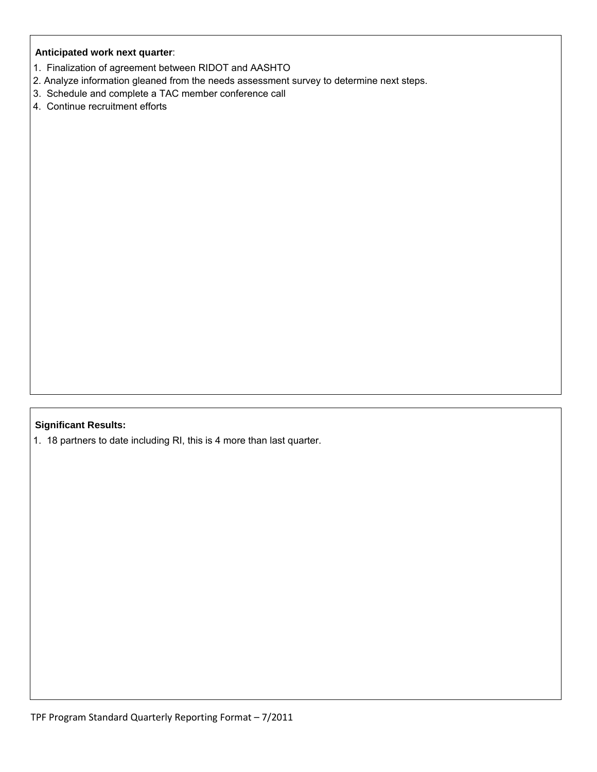**Anticipated work next quarter**:

1. Finalization of agreement between RIDOT and AASHTO
2. Analyze information gleaned from the needs assessment survey to determine next steps.
3. Schedule and complete a TAC member conference call
4. Continue recruitment efforts

**Significant Results:**

1. 18 partners to date including RI, this is 4 more than last quarter.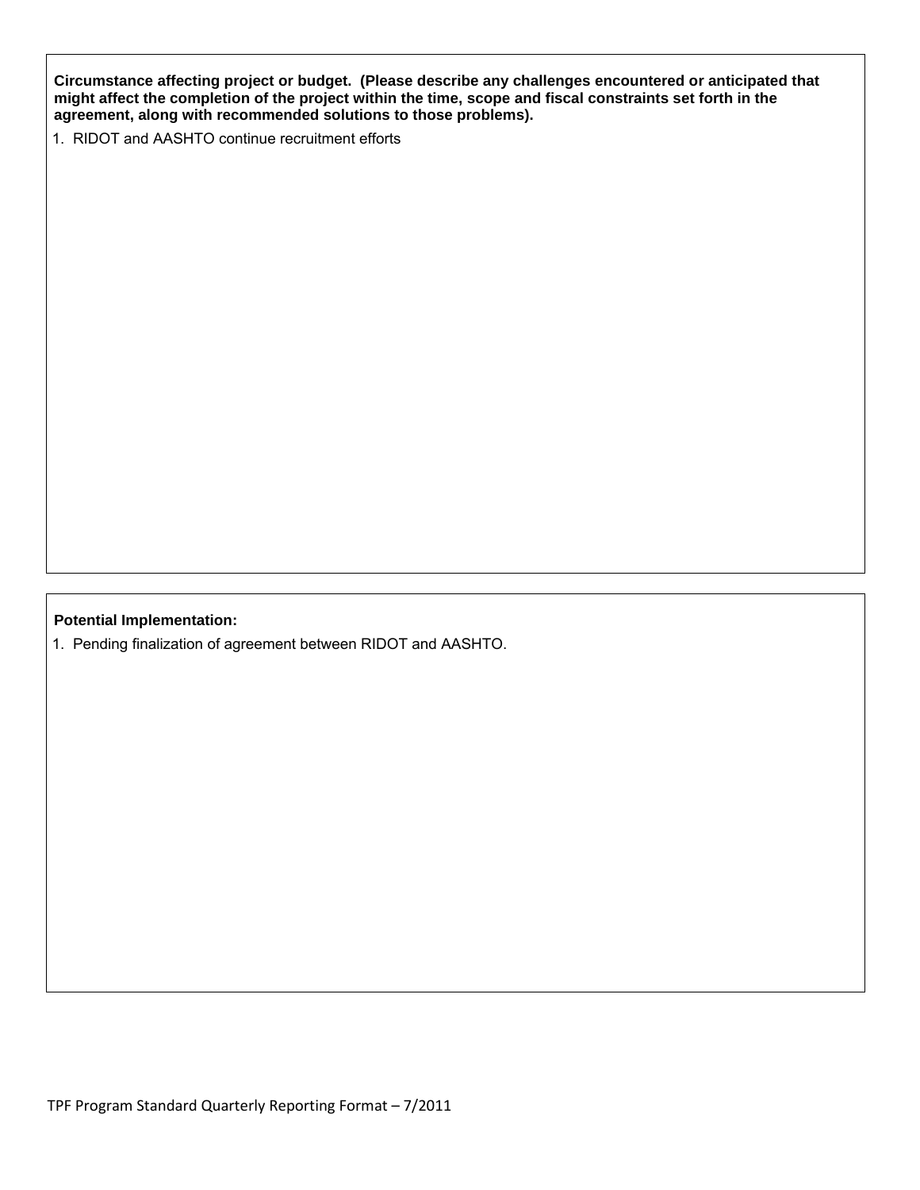**Circumstance affecting project or budget. (Please describe any challenges encountered or anticipated that might affect the completion of the project within the time, scope and fiscal constraints set forth in the agreement, along with recommended solutions to those problems).**

1. RIDOT and AASHTO continue recruitment efforts

**Potential Implementation:**

1. Pending finalization of agreement between RIDOT and AASHTO.